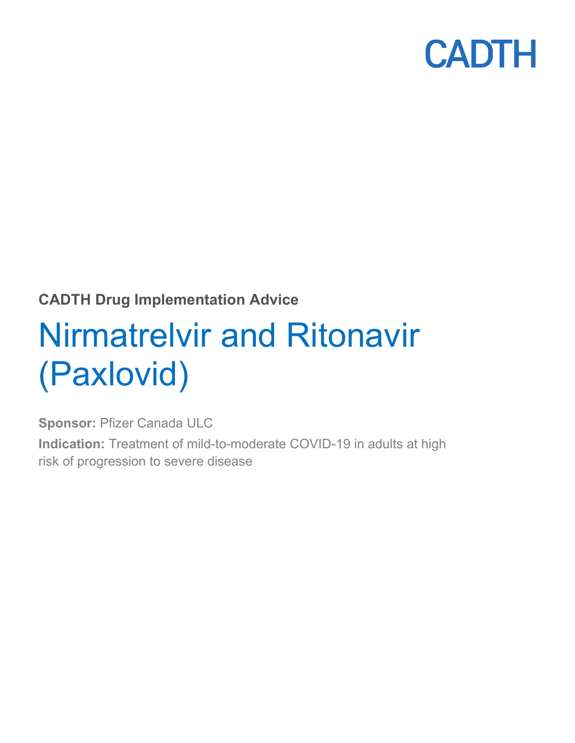CADTH

**CADTH Drug Implementation Advice**

# Nirmatrelvir and Ritonavir (Paxlovid)

**Sponsor:** Pfizer Canada ULC

**Indication:** Treatment of mild-to-moderate COVID-19 in adults at high risk of progression to severe disease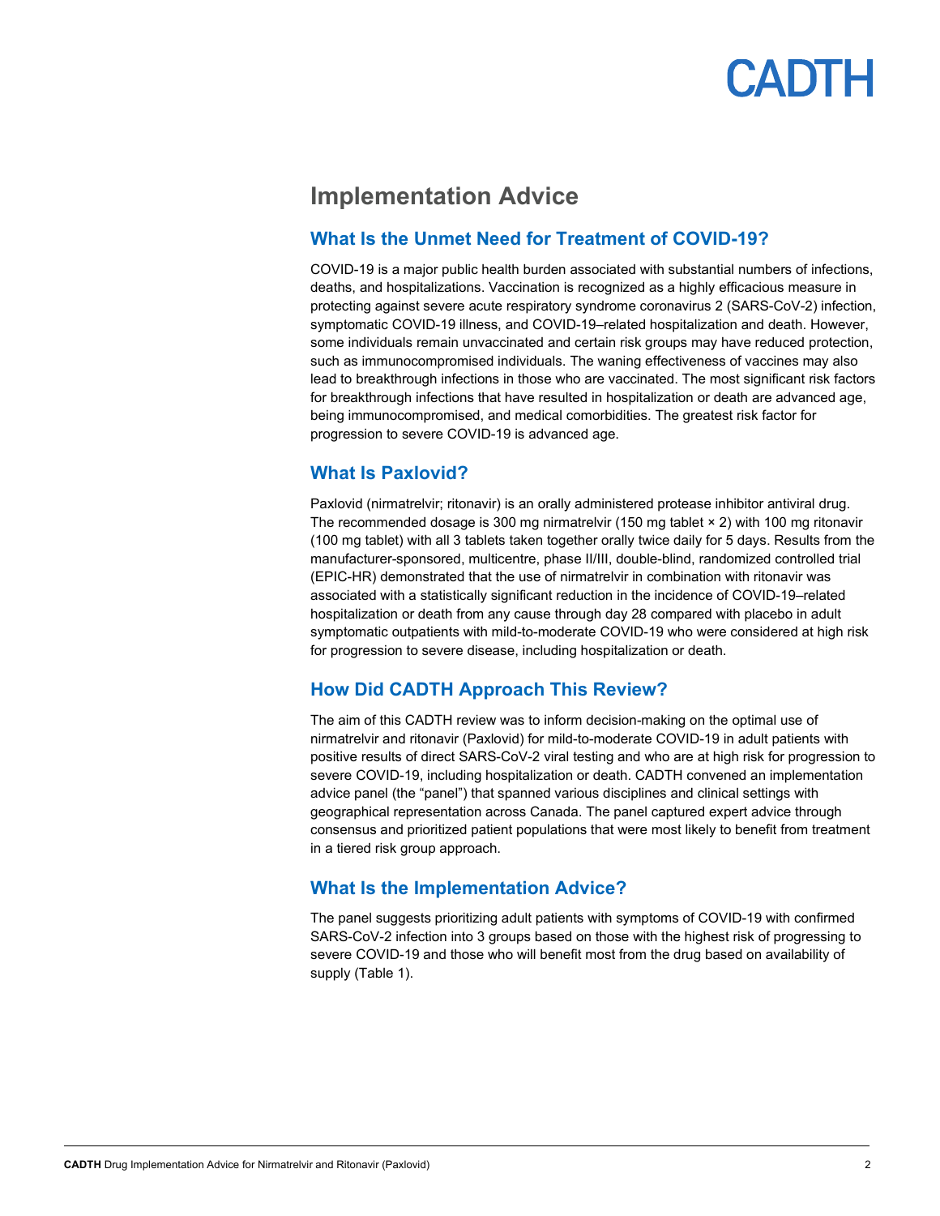# Implementation Advice

## What Is the Unmet Need for Treatment of COVID-19?

COVID-19 is a major public health burden associated with substantial numbers of infections, deaths, and hospitalizations. Vaccination is recognized as a highly efficacious measure in protecting against severe acute respiratory syndrome coronavirus 2 (SARS-CoV-2) infection, symptomatic COVID-19 illness, and COVID-19–related hospitalization and death. However, some individuals remain unvaccinated and certain risk groups may have reduced protection, such as immunocompromised individuals. The waning effectiveness of vaccines may also lead to breakthrough infections in those who are vaccinated. The most significant risk factors for breakthrough infections that have resulted in hospitalization or death are advanced age, being immunocompromised, and medical comorbidities. The greatest risk factor for progression to severe COVID-19 is advanced age.

## What Is Paxlovid?

Paxlovid (nirmatrelvir; ritonavir) is an orally administered protease inhibitor antiviral drug. The recommended dosage is 300 mg nirmatrelvir (150 mg tablet × 2) with 100 mg ritonavir (100 mg tablet) with all 3 tablets taken together orally twice daily for 5 days. Results from the manufacturer-sponsored, multicentre, phase II/III, double-blind, randomized controlled trial (EPIC-HR) demonstrated that the use of nirmatrelvir in combination with ritonavir was associated with a statistically significant reduction in the incidence of COVID-19–related hospitalization or death from any cause through day 28 compared with placebo in adult symptomatic outpatients with mild-to-moderate COVID-19 who were considered at high risk for progression to severe disease, including hospitalization or death.

## How Did CADTH Approach This Review?

The aim of this CADTH review was to inform decision-making on the optimal use of nirmatrelvir and ritonavir (Paxlovid) for mild-to-moderate COVID-19 in adult patients with positive results of direct SARS-CoV-2 viral testing and who are at high risk for progression to severe COVID-19, including hospitalization or death. CADTH convened an implementation advice panel (the "panel") that spanned various disciplines and clinical settings with geographical representation across Canada. The panel captured expert advice through consensus and prioritized patient populations that were most likely to benefit from treatment in a tiered risk group approach.

## What Is the Implementation Advice?

The panel suggests prioritizing adult patients with symptoms of COVID-19 with confirmed SARS-CoV-2 infection into 3 groups based on those with the highest risk of progressing to severe COVID-19 and those who will benefit most from the drug based on availability of supply (Table 1).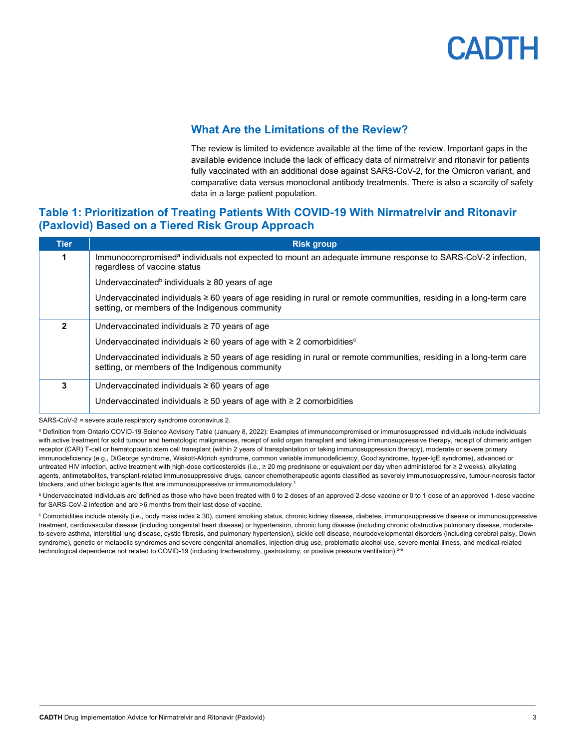## What Are the Limitations of the Review?

The review is limited to evidence available at the time of the review. Important gaps in the available evidence include the lack of efficacy data of nirmatrelvir and ritonavir for patients fully vaccinated with an additional dose against SARS-CoV-2, for the Omicron variant, and comparative data versus monoclonal antibody treatments. There is also a scarcity of safety data in a large patient population.

## Table 1: Prioritization of Treating Patients With COVID-19 With Nirmatrelvir and Ritonavir (Paxlovid) Based on a Tiered Risk Group Approach

| Tier | Risk group |
|---|---|
| 1 | Immunocompromised[a] individuals not expected to mount an adequate immune response to SARS-CoV-2 infection, regardless of vaccine status |
| | Undervaccinated[b] individuals ≥ 80 years of age |
| | Undervaccinated individuals ≥ 60 years of age residing in rural or remote communities, residing in a long-term care setting, or members of the Indigenous community |
| 2 | Undervaccinated individuals ≥ 70 years of age |
| | Undervaccinated individuals ≥ 60 years of age with ≥ 2 comorbidities[c] |
| | Undervaccinated individuals ≥ 50 years of age residing in rural or remote communities, residing in a long-term care setting, or members of the Indigenous community |
| 3 | Undervaccinated individuals ≥ 60 years of age |
| | Undervaccinated individuals ≥ 50 years of age with ≥ 2 comorbidities |

SARS-CoV-2 = severe acute respiratory syndrome coronavirus 2.

[a] Definition from Ontario COVID-19 Science Advisory Table (January 8, 2022): Examples of immunocompromised or immunosuppressed individuals include individuals with active treatment for solid tumour and hematologic malignancies, receipt of solid organ transplant and taking immunosuppressive therapy, receipt of chimeric antigen receptor (CAR) T-cell or hematopoietic stem cell transplant (within 2 years of transplantation or taking immunosuppression therapy), moderate or severe primary immunodeficiency (e.g., DiGeorge syndrome, Wiskott-Aldrich syndrome, common variable immunodeficiency, Good syndrome, hyper-IgE syndrome), advanced or untreated HIV infection, active treatment with high-dose corticosteroids (i.e., ≥ 20 mg prednisone or equivalent per day when administered for ≥ 2 weeks), alkylating agents, antimetabolites, transplant-related immunosuppressive drugs, cancer chemotherapeutic agents classified as severely immunosuppressive, tumour-necrosis factor blockers, and other biologic agents that are immunosuppressive or immunomodulatory.[1]

[b] Undervaccinated individuals are defined as those who have been treated with 0 to 2 doses of an approved 2-dose vaccine or 0 to 1 dose of an approved 1-dose vaccine for SARS-CoV-2 infection and are >6 months from their last dose of vaccine.

[c] Comorbidities include obesity (i.e., body mass index ≥ 30), current smoking status, chronic kidney disease, diabetes, immunosuppressive disease or immunosuppressive treatment, cardiovascular disease (including congenital heart disease) or hypertension, chronic lung disease (including chronic obstructive pulmonary disease, moderate-to-severe asthma, interstitial lung disease, cystic fibrosis, and pulmonary hypertension), sickle cell disease, neurodevelopmental disorders (including cerebral palsy, Down syndrome), genetic or metabolic syndromes and severe congenital anomalies, injection drug use, problematic alcohol use, severe mental illness, and medical-related technological dependence not related to COVID-19 (including tracheostomy, gastrostomy, or positive pressure ventilation).[2-6]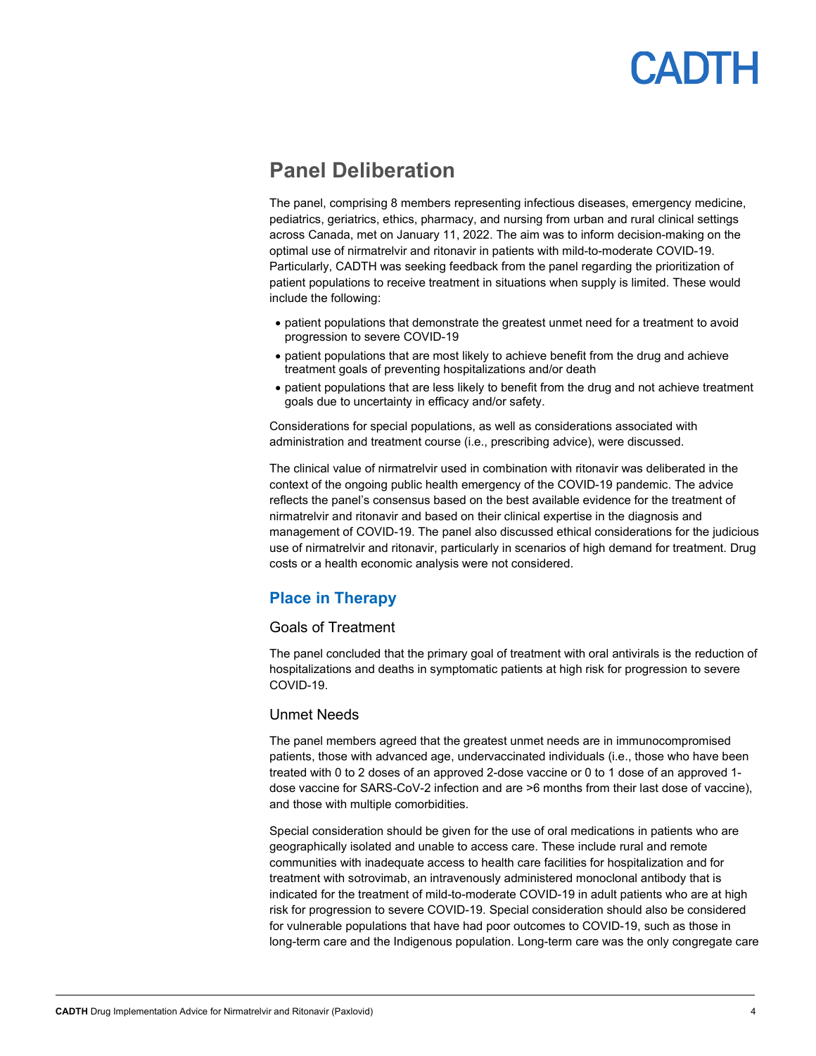## Panel Deliberation

The panel, comprising 8 members representing infectious diseases, emergency medicine, pediatrics, geriatrics, ethics, pharmacy, and nursing from urban and rural clinical settings across Canada, met on January 11, 2022. The aim was to inform decision-making on the optimal use of nirmatrelvir and ritonavir in patients with mild-to-moderate COVID-19. Particularly, CADTH was seeking feedback from the panel regarding the prioritization of patient populations to receive treatment in situations when supply is limited. These would include the following:

- patient populations that demonstrate the greatest unmet need for a treatment to avoid progression to severe COVID-19
- patient populations that are most likely to achieve benefit from the drug and achieve treatment goals of preventing hospitalizations and/or death
- patient populations that are less likely to benefit from the drug and not achieve treatment goals due to uncertainty in efficacy and/or safety.

Considerations for special populations, as well as considerations associated with administration and treatment course (i.e., prescribing advice), were discussed.

The clinical value of nirmatrelvir used in combination with ritonavir was deliberated in the context of the ongoing public health emergency of the COVID-19 pandemic. The advice reflects the panel's consensus based on the best available evidence for the treatment of nirmatrelvir and ritonavir and based on their clinical expertise in the diagnosis and management of COVID-19. The panel also discussed ethical considerations for the judicious use of nirmatrelvir and ritonavir, particularly in scenarios of high demand for treatment. Drug costs or a health economic analysis were not considered.

### Place in Therapy

#### Goals of Treatment

The panel concluded that the primary goal of treatment with oral antivirals is the reduction of hospitalizations and deaths in symptomatic patients at high risk for progression to severe COVID-19.

#### Unmet Needs

The panel members agreed that the greatest unmet needs are in immunocompromised patients, those with advanced age, undervaccinated individuals (i.e., those who have been treated with 0 to 2 doses of an approved 2-dose vaccine or 0 to 1 dose of an approved 1-dose vaccine for SARS-CoV-2 infection and are >6 months from their last dose of vaccine), and those with multiple comorbidities.

Special consideration should be given for the use of oral medications in patients who are geographically isolated and unable to access care. These include rural and remote communities with inadequate access to health care facilities for hospitalization and for treatment with sotrovimab, an intravenously administered monoclonal antibody that is indicated for the treatment of mild-to-moderate COVID-19 in adult patients who are at high risk for progression to severe COVID-19. Special consideration should also be considered for vulnerable populations that have had poor outcomes to COVID-19, such as those in long-term care and the Indigenous population. Long-term care was the only congregate care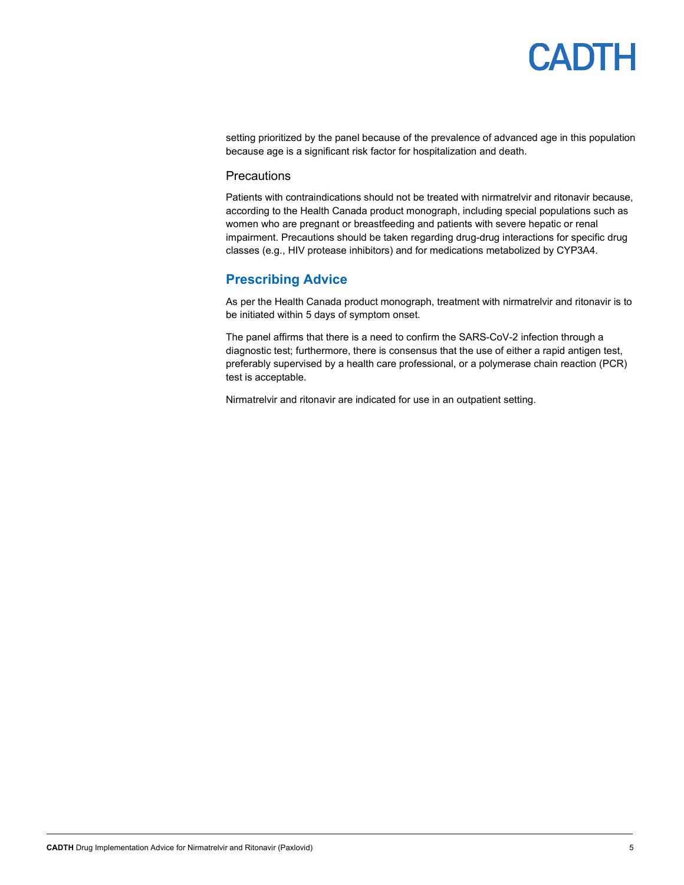setting prioritized by the panel because of the prevalence of advanced age in this population because age is a significant risk factor for hospitalization and death.

### Precautions

Patients with contraindications should not be treated with nirmatrelvir and ritonavir because, according to the Health Canada product monograph, including special populations such as women who are pregnant or breastfeeding and patients with severe hepatic or renal impairment. Precautions should be taken regarding drug-drug interactions for specific drug classes (e.g., HIV protease inhibitors) and for medications metabolized by CYP3A4.

## Prescribing Advice

As per the Health Canada product monograph, treatment with nirmatrelvir and ritonavir is to be initiated within 5 days of symptom onset.

The panel affirms that there is a need to confirm the SARS-CoV-2 infection through a diagnostic test; furthermore, there is consensus that the use of either a rapid antigen test, preferably supervised by a health care professional, or a polymerase chain reaction (PCR) test is acceptable.

Nirmatrelvir and ritonavir are indicated for use in an outpatient setting.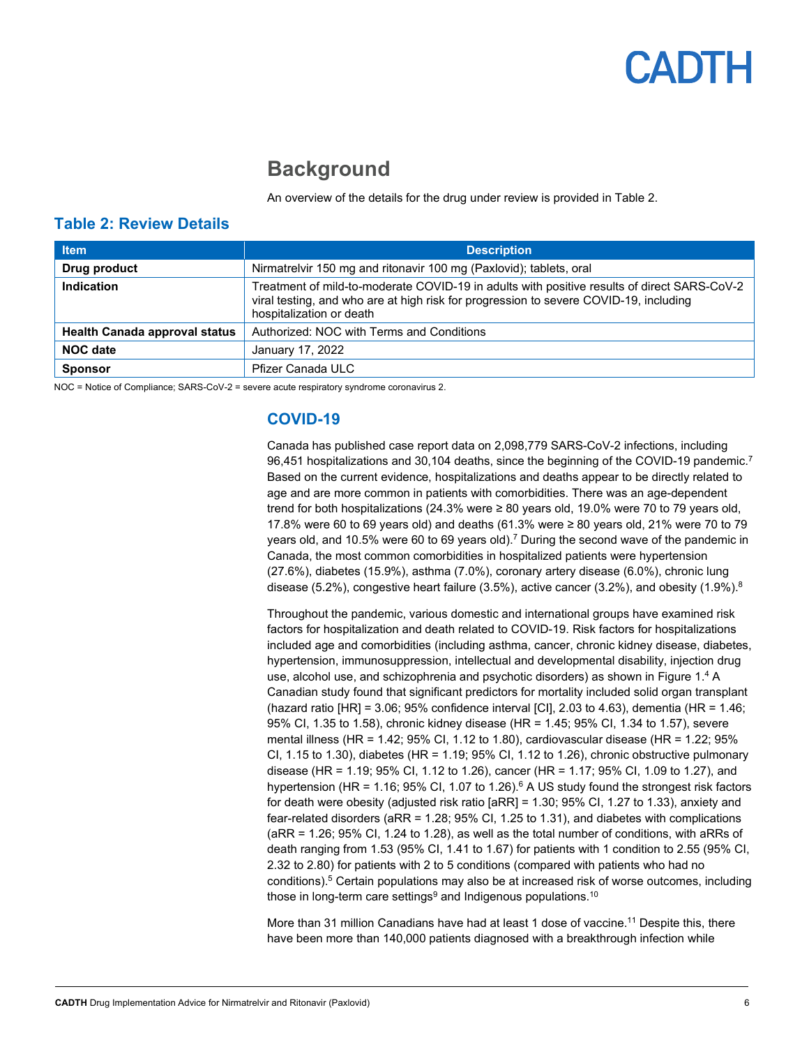# Background

An overview of the details for the drug under review is provided in Table 2.

## Table 2: Review Details

| Item | Description |
| --- | --- |
| **Drug product** | Nirmatrelvir 150 mg and ritonavir 100 mg (Paxlovid); tablets, oral |
| **Indication** | Treatment of mild-to-moderate COVID-19 in adults with positive results of direct SARS-CoV-2 viral testing, and who are at high risk for progression to severe COVID-19, including hospitalization or death |
| **Health Canada approval status** | Authorized: NOC with Terms and Conditions |
| **NOC date** | January 17, 2022 |
| **Sponsor** | Pfizer Canada ULC |

NOC = Notice of Compliance; SARS-CoV-2 = severe acute respiratory syndrome coronavirus 2.

## COVID-19

Canada has published case report data on 2,098,779 SARS-CoV-2 infections, including 96,451 hospitalizations and 30,104 deaths, since the beginning of the COVID-19 pandemic.[7] Based on the current evidence, hospitalizations and deaths appear to be directly related to age and are more common in patients with comorbidities. There was an age-dependent trend for both hospitalizations (24.3% were ≥ 80 years old, 19.0% were 70 to 79 years old, 17.8% were 60 to 69 years old) and deaths (61.3% were ≥ 80 years old, 21% were 70 to 79 years old, and 10.5% were 60 to 69 years old).[7] During the second wave of the pandemic in Canada, the most common comorbidities in hospitalized patients were hypertension (27.6%), diabetes (15.9%), asthma (7.0%), coronary artery disease (6.0%), chronic lung disease (5.2%), congestive heart failure (3.5%), active cancer (3.2%), and obesity (1.9%).[8]

Throughout the pandemic, various domestic and international groups have examined risk factors for hospitalization and death related to COVID-19. Risk factors for hospitalizations included age and comorbidities (including asthma, cancer, chronic kidney disease, diabetes, hypertension, immunosuppression, intellectual and developmental disability, injection drug use, alcohol use, and schizophrenia and psychotic disorders) as shown in Figure 1.[4] A Canadian study found that significant predictors for mortality included solid organ transplant (hazard ratio [HR] = 3.06; 95% confidence interval [CI], 2.03 to 4.63), dementia (HR = 1.46; 95% CI, 1.35 to 1.58), chronic kidney disease (HR = 1.45; 95% CI, 1.34 to 1.57), severe mental illness (HR = 1.42; 95% CI, 1.12 to 1.80), cardiovascular disease (HR = 1.22; 95% CI, 1.15 to 1.30), diabetes (HR = 1.19; 95% CI, 1.12 to 1.26), chronic obstructive pulmonary disease (HR = 1.19; 95% CI, 1.12 to 1.26), cancer (HR = 1.17; 95% CI, 1.09 to 1.27), and hypertension (HR = 1.16; 95% CI, 1.07 to 1.26).[6] A US study found the strongest risk factors for death were obesity (adjusted risk ratio [aRR] = 1.30; 95% CI, 1.27 to 1.33), anxiety and fear-related disorders (aRR = 1.28; 95% CI, 1.25 to 1.31), and diabetes with complications (aRR = 1.26; 95% CI, 1.24 to 1.28), as well as the total number of conditions, with aRRs of death ranging from 1.53 (95% CI, 1.41 to 1.67) for patients with 1 condition to 2.55 (95% CI, 2.32 to 2.80) for patients with 2 to 5 conditions (compared with patients who had no conditions).[5] Certain populations may also be at increased risk of worse outcomes, including those in long-term care settings[9] and Indigenous populations.[10]

More than 31 million Canadians have had at least 1 dose of vaccine.[11] Despite this, there have been more than 140,000 patients diagnosed with a breakthrough infection while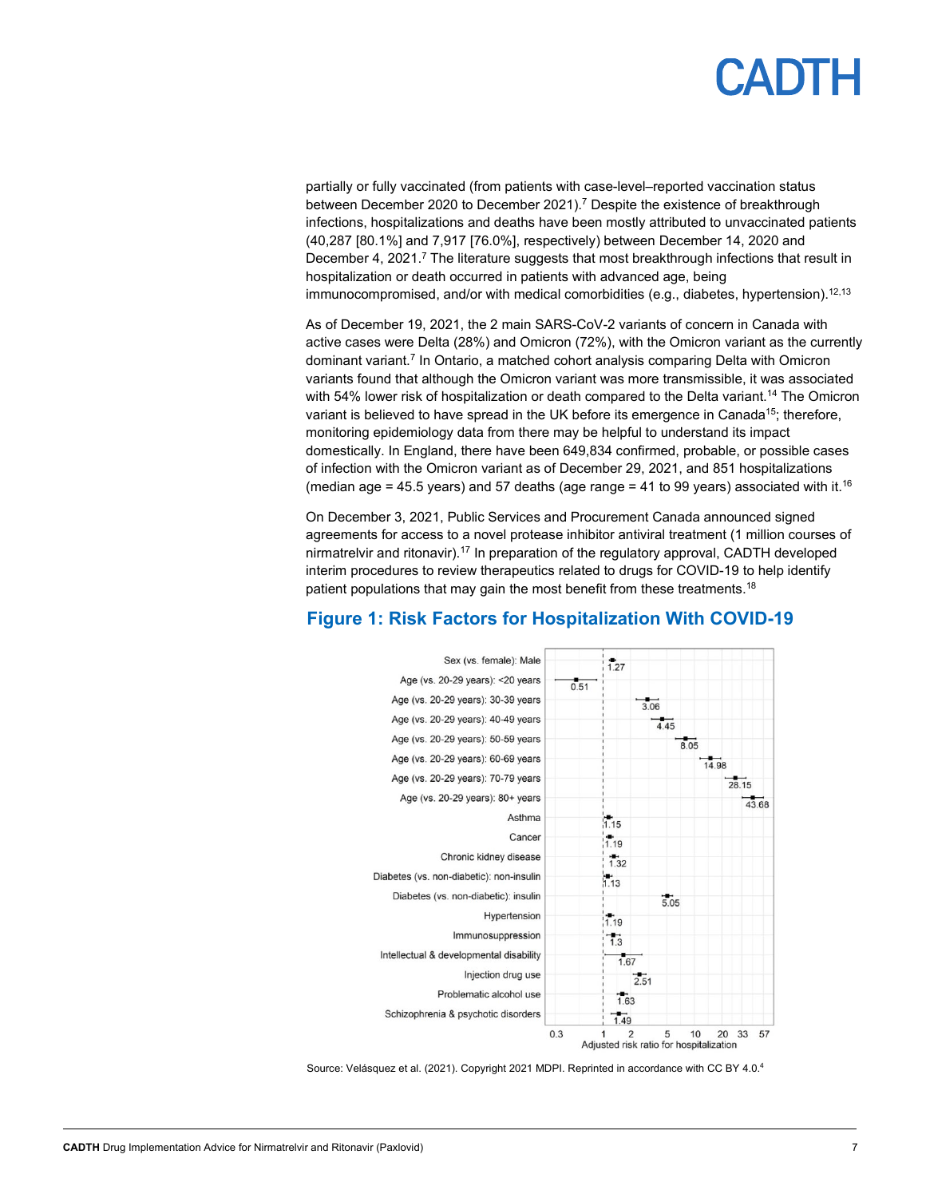partially or fully vaccinated (from patients with case-level–reported vaccination status between December 2020 to December 2021).[7] Despite the existence of breakthrough infections, hospitalizations and deaths have been mostly attributed to unvaccinated patients (40,287 [80.1%] and 7,917 [76.0%], respectively) between December 14, 2020 and December 4, 2021.[7] The literature suggests that most breakthrough infections that result in hospitalization or death occurred in patients with advanced age, being immunocompromised, and/or with medical comorbidities (e.g., diabetes, hypertension).[12,13]

As of December 19, 2021, the 2 main SARS-CoV-2 variants of concern in Canada with active cases were Delta (28%) and Omicron (72%), with the Omicron variant as the currently dominant variant.[7] In Ontario, a matched cohort analysis comparing Delta with Omicron variants found that although the Omicron variant was more transmissible, it was associated with 54% lower risk of hospitalization or death compared to the Delta variant.[14] The Omicron variant is believed to have spread in the UK before its emergence in Canada[15]; therefore, monitoring epidemiology data from there may be helpful to understand its impact domestically. In England, there have been 649,834 confirmed, probable, or possible cases of infection with the Omicron variant as of December 29, 2021, and 851 hospitalizations (median age = 45.5 years) and 57 deaths (age range = 41 to 99 years) associated with it.[16]

On December 3, 2021, Public Services and Procurement Canada announced signed agreements for access to a novel protease inhibitor antiviral treatment (1 million courses of nirmatrelvir and ritonavir).[17] In preparation of the regulatory approval, CADTH developed interim procedures to review therapeutics related to drugs for COVID-19 to help identify patient populations that may gain the most benefit from these treatments.[18]

## Figure 1: Risk Factors for Hospitalization With COVID-19

| Risk factor | Adjusted risk ratio for hospitalization |
|---|---|
| Sex (vs. female): Male | 1.27 |
| Age (vs. 20-29 years): <20 years | 0.51 |
| Age (vs. 20-29 years): 30-39 years | 3.06 |
| Age (vs. 20-29 years): 40-49 years | 4.45 |
| Age (vs. 20-29 years): 50-59 years | 8.05 |
| Age (vs. 20-29 years): 60-69 years | 14.98 |
| Age (vs. 20-29 years): 70-79 years | 28.15 |
| Age (vs. 20-29 years): 80+ years | 43.68 |
| Asthma | 1.15 |
| Cancer | 1.19 |
| Chronic kidney disease | 1.32 |
| Diabetes (vs. non-diabetic): non-insulin | 1.13 |
| Diabetes (vs. non-diabetic): insulin | 5.05 |
| Hypertension | 1.19 |
| Immunosuppression | 1.3 |
| Intellectual & developmental disability | 1.67 |
| Injection drug use | 2.51 |
| Problematic alcohol use | 1.63 |
| Schizophrenia & psychotic disorders | 1.49 |

Source: Velásquez et al. (2021). Copyright 2021 MDPI. Reprinted in accordance with CC BY 4.0.[4]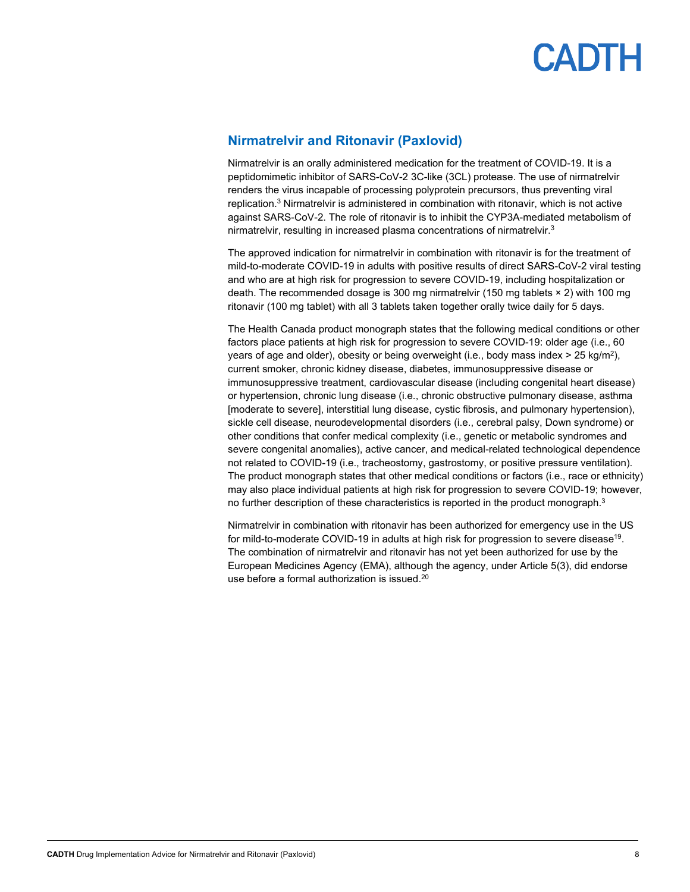## Nirmatrelvir and Ritonavir (Paxlovid)

Nirmatrelvir is an orally administered medication for the treatment of COVID-19. It is a peptidomimetic inhibitor of SARS-CoV-2 3C-like (3CL) protease. The use of nirmatrelvir renders the virus incapable of processing polyprotein precursors, thus preventing viral replication.[3] Nirmatrelvir is administered in combination with ritonavir, which is not active against SARS-CoV-2. The role of ritonavir is to inhibit the CYP3A-mediated metabolism of nirmatrelvir, resulting in increased plasma concentrations of nirmatrelvir.[3]

The approved indication for nirmatrelvir in combination with ritonavir is for the treatment of mild-to-moderate COVID-19 in adults with positive results of direct SARS-CoV-2 viral testing and who are at high risk for progression to severe COVID-19, including hospitalization or death. The recommended dosage is 300 mg nirmatrelvir (150 mg tablets × 2) with 100 mg ritonavir (100 mg tablet) with all 3 tablets taken together orally twice daily for 5 days.

The Health Canada product monograph states that the following medical conditions or other factors place patients at high risk for progression to severe COVID-19: older age (i.e., 60 years of age and older), obesity or being overweight (i.e., body mass index > 25 kg/$m^2$), current smoker, chronic kidney disease, diabetes, immunosuppressive disease or immunosuppressive treatment, cardiovascular disease (including congenital heart disease) or hypertension, chronic lung disease (i.e., chronic obstructive pulmonary disease, asthma [moderate to severe], interstitial lung disease, cystic fibrosis, and pulmonary hypertension), sickle cell disease, neurodevelopmental disorders (i.e., cerebral palsy, Down syndrome) or other conditions that confer medical complexity (i.e., genetic or metabolic syndromes and severe congenital anomalies), active cancer, and medical-related technological dependence not related to COVID-19 (i.e., tracheostomy, gastrostomy, or positive pressure ventilation). The product monograph states that other medical conditions or factors (i.e., race or ethnicity) may also place individual patients at high risk for progression to severe COVID-19; however, no further description of these characteristics is reported in the product monograph.[3]

Nirmatrelvir in combination with ritonavir has been authorized for emergency use in the US for mild-to-moderate COVID-19 in adults at high risk for progression to severe disease[19]. The combination of nirmatrelvir and ritonavir has not yet been authorized for use by the European Medicines Agency (EMA), although the agency, under Article 5(3), did endorse use before a formal authorization is issued.[20]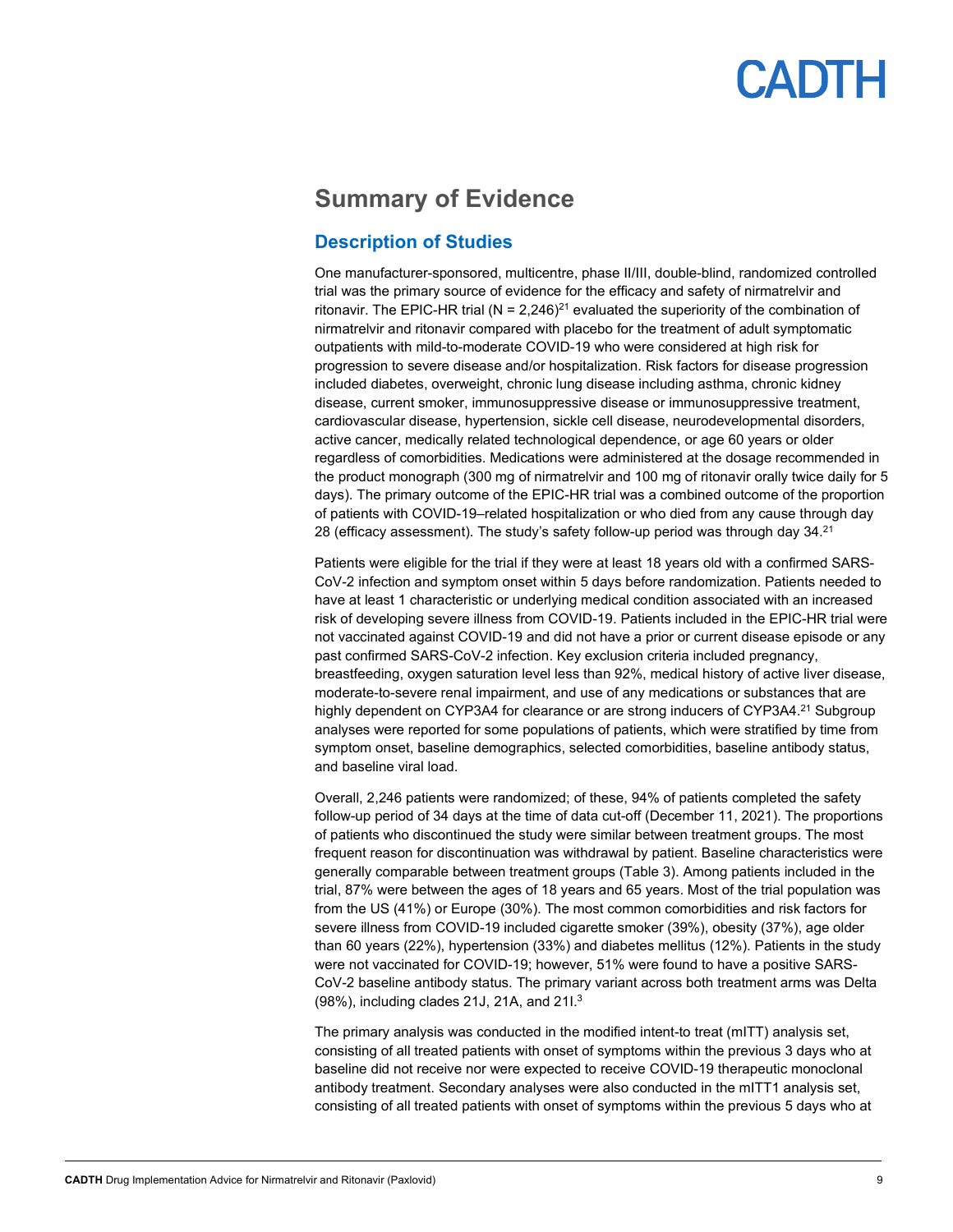## Summary of Evidence

### Description of Studies

One manufacturer-sponsored, multicentre, phase II/III, double-blind, randomized controlled trial was the primary source of evidence for the efficacy and safety of nirmatrelvir and ritonavir. The EPIC-HR trial (N = 2,246)[21] evaluated the superiority of the combination of nirmatrelvir and ritonavir compared with placebo for the treatment of adult symptomatic outpatients with mild-to-moderate COVID-19 who were considered at high risk for progression to severe disease and/or hospitalization. Risk factors for disease progression included diabetes, overweight, chronic lung disease including asthma, chronic kidney disease, current smoker, immunosuppressive disease or immunosuppressive treatment, cardiovascular disease, hypertension, sickle cell disease, neurodevelopmental disorders, active cancer, medically related technological dependence, or age 60 years or older regardless of comorbidities. Medications were administered at the dosage recommended in the product monograph (300 mg of nirmatrelvir and 100 mg of ritonavir orally twice daily for 5 days). The primary outcome of the EPIC-HR trial was a combined outcome of the proportion of patients with COVID-19–related hospitalization or who died from any cause through day 28 (efficacy assessment). The study's safety follow-up period was through day 34.[21]

Patients were eligible for the trial if they were at least 18 years old with a confirmed SARS-CoV-2 infection and symptom onset within 5 days before randomization. Patients needed to have at least 1 characteristic or underlying medical condition associated with an increased risk of developing severe illness from COVID-19. Patients included in the EPIC-HR trial were not vaccinated against COVID-19 and did not have a prior or current disease episode or any past confirmed SARS-CoV-2 infection. Key exclusion criteria included pregnancy, breastfeeding, oxygen saturation level less than 92%, medical history of active liver disease, moderate-to-severe renal impairment, and use of any medications or substances that are highly dependent on CYP3A4 for clearance or are strong inducers of CYP3A4.[21] Subgroup analyses were reported for some populations of patients, which were stratified by time from symptom onset, baseline demographics, selected comorbidities, baseline antibody status, and baseline viral load.

Overall, 2,246 patients were randomized; of these, 94% of patients completed the safety follow-up period of 34 days at the time of data cut-off (December 11, 2021). The proportions of patients who discontinued the study were similar between treatment groups. The most frequent reason for discontinuation was withdrawal by patient. Baseline characteristics were generally comparable between treatment groups (Table 3). Among patients included in the trial, 87% were between the ages of 18 years and 65 years. Most of the trial population was from the US (41%) or Europe (30%). The most common comorbidities and risk factors for severe illness from COVID-19 included cigarette smoker (39%), obesity (37%), age older than 60 years (22%), hypertension (33%) and diabetes mellitus (12%). Patients in the study were not vaccinated for COVID-19; however, 51% were found to have a positive SARS-CoV-2 baseline antibody status. The primary variant across both treatment arms was Delta (98%), including clades 21J, 21A, and 21I.[3]

The primary analysis was conducted in the modified intent-to treat (mITT) analysis set, consisting of all treated patients with onset of symptoms within the previous 3 days who at baseline did not receive nor were expected to receive COVID-19 therapeutic monoclonal antibody treatment. Secondary analyses were also conducted in the mITT1 analysis set, consisting of all treated patients with onset of symptoms within the previous 5 days who at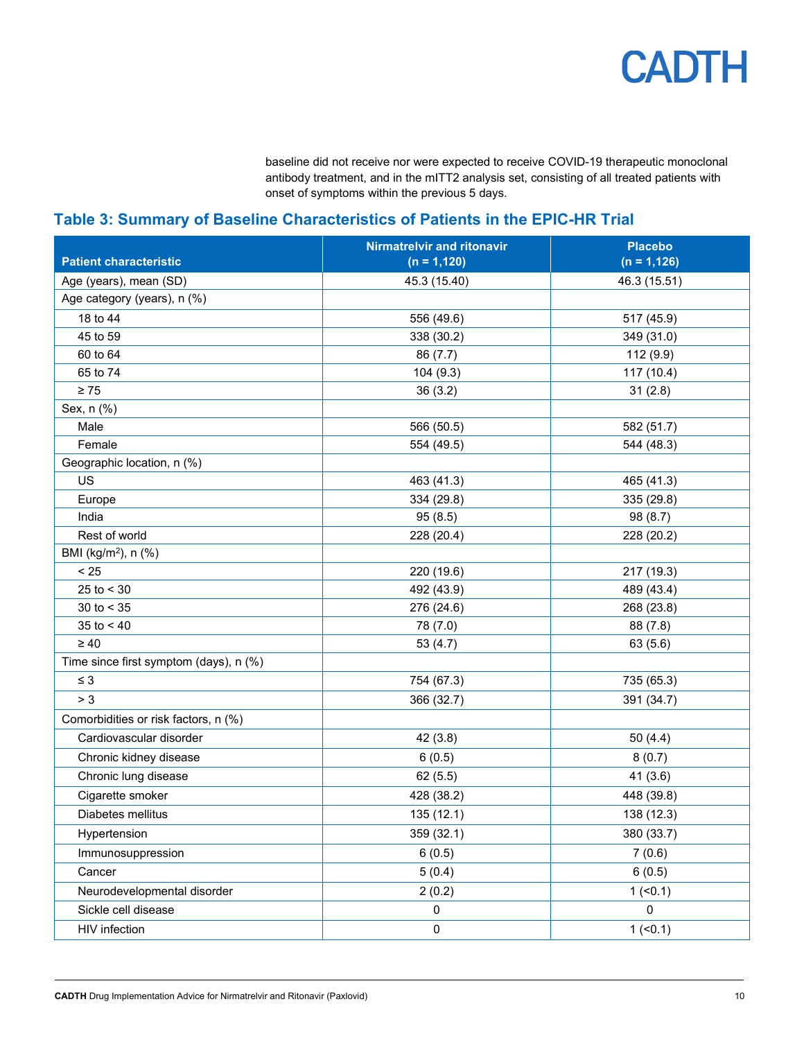baseline did not receive nor were expected to receive COVID-19 therapeutic monoclonal antibody treatment, and in the mITT2 analysis set, consisting of all treated patients with onset of symptoms within the previous 5 days.

## Table 3: Summary of Baseline Characteristics of Patients in the EPIC-HR Trial

| Patient characteristic | Nirmatrelvir and ritonavir (n = 1,120) | Placebo (n = 1,126) |
|---|---|---|
| Age (years), mean (SD) | 45.3 (15.40) | 46.3 (15.51) |
| Age category (years), n (%) | | |
| 18 to 44 | 556 (49.6) | 517 (45.9) |
| 45 to 59 | 338 (30.2) | 349 (31.0) |
| 60 to 64 | 86 (7.7) | 112 (9.9) |
| 65 to 74 | 104 (9.3) | 117 (10.4) |
| ≥ 75 | 36 (3.2) | 31 (2.8) |
| Sex, n (%) | | |
| Male | 566 (50.5) | 582 (51.7) |
| Female | 554 (49.5) | 544 (48.3) |
| Geographic location, n (%) | | |
| US | 463 (41.3) | 465 (41.3) |
| Europe | 334 (29.8) | 335 (29.8) |
| India | 95 (8.5) | 98 (8.7) |
| Rest of world | 228 (20.4) | 228 (20.2) |
| BMI ($kg/m^2$), n (%) | | |
| < 25 | 220 (19.6) | 217 (19.3) |
| 25 to < 30 | 492 (43.9) | 489 (43.4) |
| 30 to < 35 | 276 (24.6) | 268 (23.8) |
| 35 to < 40 | 78 (7.0) | 88 (7.8) |
| ≥ 40 | 53 (4.7) | 63 (5.6) |
| Time since first symptom (days), n (%) | | |
| ≤ 3 | 754 (67.3) | 735 (65.3) |
| > 3 | 366 (32.7) | 391 (34.7) |
| Comorbidities or risk factors, n (%) | | |
| Cardiovascular disorder | 42 (3.8) | 50 (4.4) |
| Chronic kidney disease | 6 (0.5) | 8 (0.7) |
| Chronic lung disease | 62 (5.5) | 41 (3.6) |
| Cigarette smoker | 428 (38.2) | 448 (39.8) |
| Diabetes mellitus | 135 (12.1) | 138 (12.3) |
| Hypertension | 359 (32.1) | 380 (33.7) |
| Immunosuppression | 6 (0.5) | 7 (0.6) |
| Cancer | 5 (0.4) | 6 (0.5) |
| Neurodevelopmental disorder | 2 (0.2) | 1 (<0.1) |
| Sickle cell disease | 0 | 0 |
| HIV infection | 0 | 1 (<0.1) |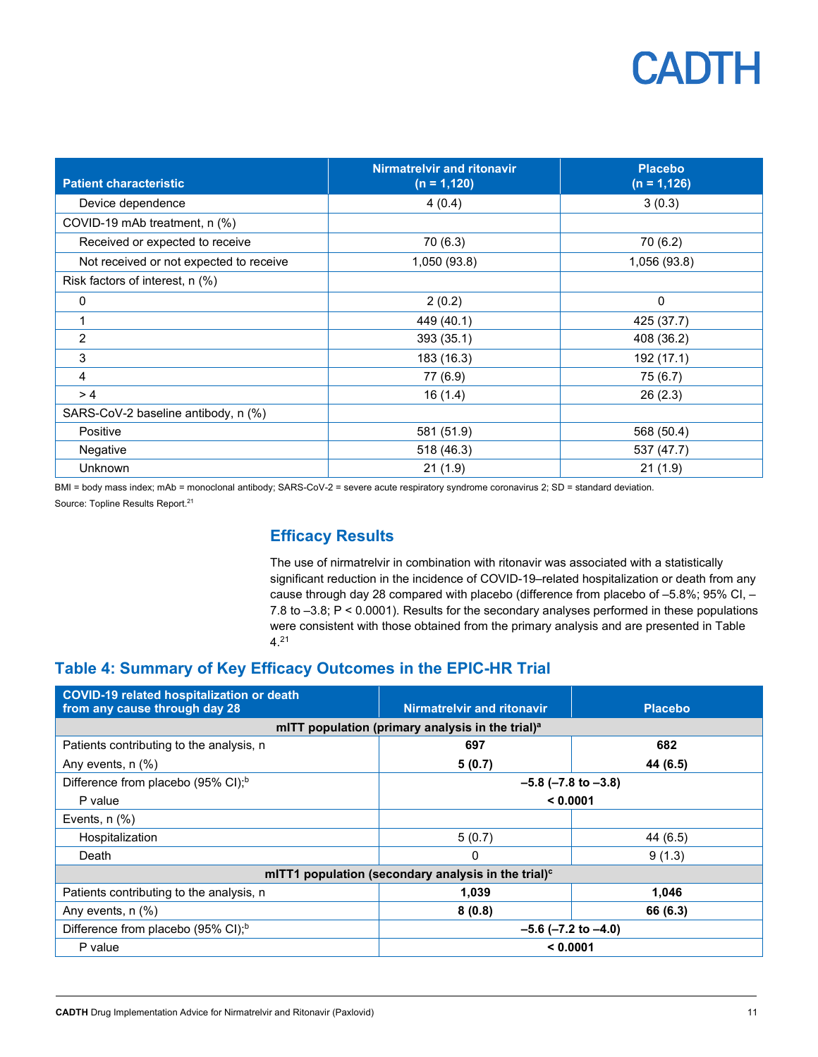| Patient characteristic | Nirmatrelvir and ritonavir (n = 1,120) | Placebo (n = 1,126) |
|---|---|---|
| Device dependence | 4 (0.4) | 3 (0.3) |
| COVID-19 mAb treatment, n (%) | | |
| Received or expected to receive | 70 (6.3) | 70 (6.2) |
| Not received or not expected to receive | 1,050 (93.8) | 1,056 (93.8) |
| Risk factors of interest, n (%) | | |
| 0 | 2 (0.2) | 0 |
| 1 | 449 (40.1) | 425 (37.7) |
| 2 | 393 (35.1) | 408 (36.2) |
| 3 | 183 (16.3) | 192 (17.1) |
| 4 | 77 (6.9) | 75 (6.7) |
| > 4 | 16 (1.4) | 26 (2.3) |
| SARS-CoV-2 baseline antibody, n (%) | | |
| Positive | 581 (51.9) | 568 (50.4) |
| Negative | 518 (46.3) | 537 (47.7) |
| Unknown | 21 (1.9) | 21 (1.9) |

BMI = body mass index; mAb = monoclonal antibody; SARS-CoV-2 = severe acute respiratory syndrome coronavirus 2; SD = standard deviation.

Source: Topline Results Report.[21]

## Efficacy Results

The use of nirmatrelvir in combination with ritonavir was associated with a statistically significant reduction in the incidence of COVID-19–related hospitalization or death from any cause through day 28 compared with placebo (difference from placebo of –5.8%; 95% CI, –7.8 to –3.8; P < 0.0001). Results for the secondary analyses performed in these populations were consistent with those obtained from the primary analysis and are presented in Table 4.[21]

## Table 4: Summary of Key Efficacy Outcomes in the EPIC-HR Trial

| COVID-19 related hospitalization or death from any cause through day 28 | Nirmatrelvir and ritonavir | Placebo |
|---|---|---|
| **mITT population (primary analysis in the trial)[a]** | | |
| Patients contributing to the analysis, n | **697** | **682** |
| Any events, n (%) | **5 (0.7)** | **44 (6.5)** |
| Difference from placebo (95% CI);[b] | **–5.8 (–7.8 to –3.8)** | |
| P value | **< 0.0001** | |
| Events, n (%) | | |
| Hospitalization | 5 (0.7) | 44 (6.5) |
| Death | 0 | 9 (1.3) |
| **mITT1 population (secondary analysis in the trial)[c]** | | |
| Patients contributing to the analysis, n | **1,039** | **1,046** |
| Any events, n (%) | **8 (0.8)** | **66 (6.3)** |
| Difference from placebo (95% CI);[b] | **–5.6 (–7.2 to –4.0)** | |
| P value | **< 0.0001** | |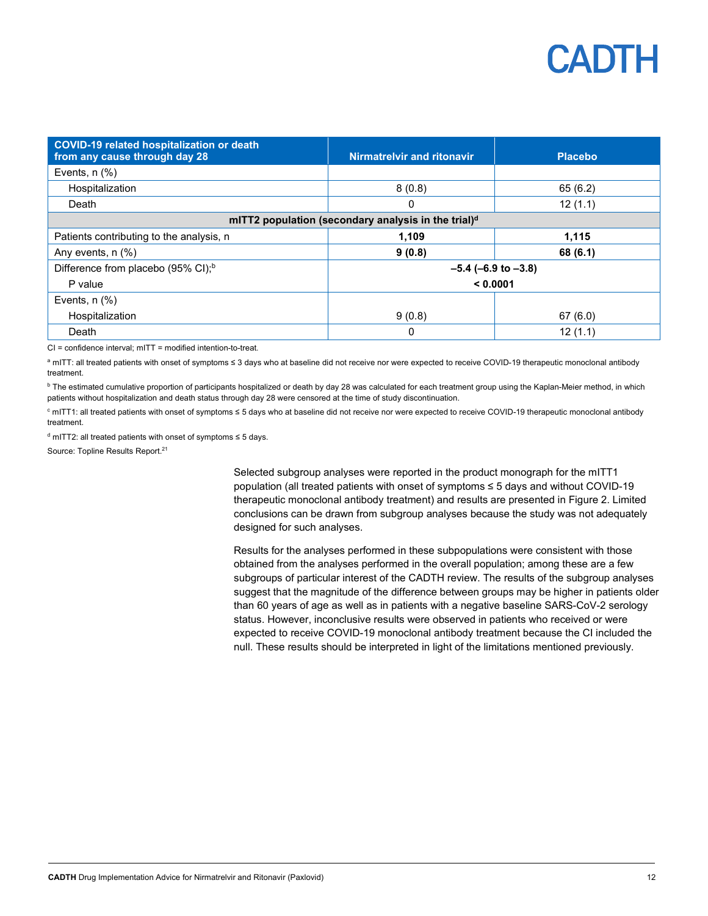| COVID-19 related hospitalization or death from any cause through day 28 | Nirmatrelvir and ritonavir | Placebo |
|---|---|---|
| Events, n (%) | | |
| Hospitalization | 8 (0.8) | 65 (6.2) |
| Death | 0 | 12 (1.1) |
| **mITT2 population (secondary analysis in the trial)[d]** | | |
| Patients contributing to the analysis, n | **1,109** | **1,115** |
| Any events, n (%) | **9 (0.8)** | **68 (6.1)** |
| Difference from placebo (95% CI);[b] | **–5.4 (–6.9 to –3.8)** | |
| P value | **< 0.0001** | |
| Events, n (%) | | |
| Hospitalization | 9 (0.8) | 67 (6.0) |
| Death | 0 | 12 (1.1) |

CI = confidence interval; mITT = modified intention-to-treat.

[a] mITT: all treated patients with onset of symptoms ≤ 3 days who at baseline did not receive nor were expected to receive COVID-19 therapeutic monoclonal antibody treatment.

[b] The estimated cumulative proportion of participants hospitalized or death by day 28 was calculated for each treatment group using the Kaplan-Meier method, in which patients without hospitalization and death status through day 28 were censored at the time of study discontinuation.

[c] mITT1: all treated patients with onset of symptoms ≤ 5 days who at baseline did not receive nor were expected to receive COVID-19 therapeutic monoclonal antibody treatment.

[d] mITT2: all treated patients with onset of symptoms ≤ 5 days.

Source: Topline Results Report.[21]

Selected subgroup analyses were reported in the product monograph for the mITT1 population (all treated patients with onset of symptoms ≤ 5 days and without COVID-19 therapeutic monoclonal antibody treatment) and results are presented in Figure 2. Limited conclusions can be drawn from subgroup analyses because the study was not adequately designed for such analyses.

Results for the analyses performed in these subpopulations were consistent with those obtained from the analyses performed in the overall population; among these are a few subgroups of particular interest of the CADTH review. The results of the subgroup analyses suggest that the magnitude of the difference between groups may be higher in patients older than 60 years of age as well as in patients with a negative baseline SARS-CoV-2 serology status. However, inconclusive results were observed in patients who received or were expected to receive COVID-19 monoclonal antibody treatment because the CI included the null. These results should be interpreted in light of the limitations mentioned previously.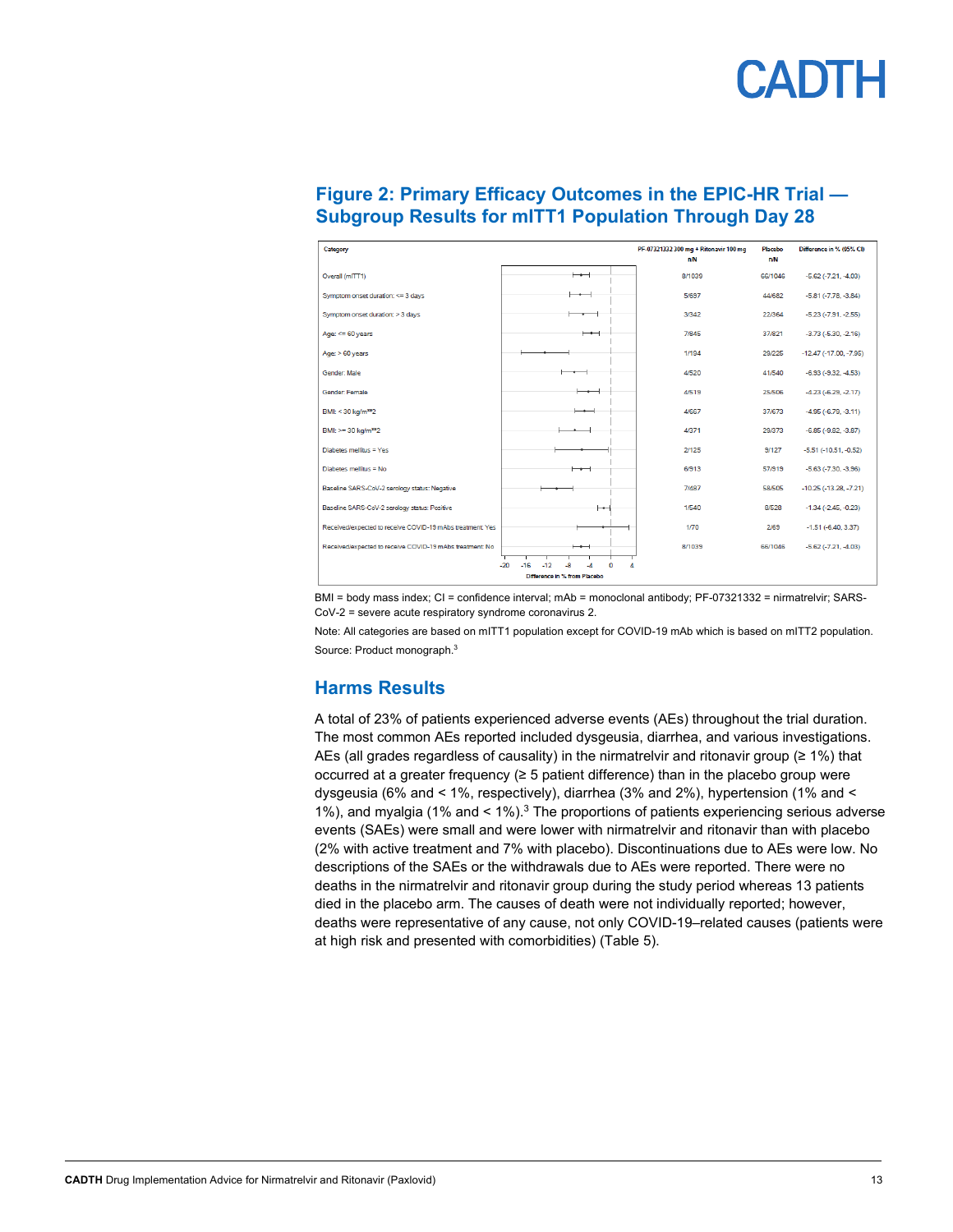## Figure 2: Primary Efficacy Outcomes in the EPIC-HR Trial — Subgroup Results for mITT1 Population Through Day 28

| Category | PF-07321332 300 mg + Ritonavir 100 mg n/N | Placebo n/N | Difference in % (95% CI) |
|---|---|---|---|
| Overall (mITT1) | 8/1039 | 66/1046 | -5.62 (-7.21, -4.03) |
| Symptom onset duration: <= 3 days | 5/697 | 44/682 | -5.81 (-7.78, -3.84) |
| Symptom onset duration: > 3 days | 3/342 | 22/364 | -5.23 (-7.91, -2.55) |
| Age: <= 60 years | 7/845 | 37/821 | -3.73 (-5.30, -2.16) |
| Age: > 60 years | 1/194 | 29/225 | -12.47 (-17.00, -7.95) |
| Gender: Male | 4/520 | 41/540 | -6.93 (-9.32, -4.53) |
| Gender: Female | 4/519 | 25/506 | -4.23 (-6.29, -2.17) |
| BMI: < 30 kg/m**2 | 4/667 | 37/673 | -4.95 (-6.78, -3.11) |
| BMI: >= 30 kg/m**2 | 4/371 | 29/373 | -6.85 (-9.82, -3.87) |
| Diabetes mellitus = Yes | 2/125 | 9/127 | -5.51 (-10.51, -0.52) |
| Diabetes mellitus = No | 6/913 | 57/919 | -5.63 (-7.30, -3.96) |
| Baseline SARS-CoV-2 serology status: Negative | 7/487 | 58/505 | -10.25 (-13.28, -7.21) |
| Baseline SARS-CoV-2 serology status: Positive | 1/540 | 8/528 | -1.34 (-2.45, -0.23) |
| Received/expected to receive COVID-19 mAbs treatment: Yes | 1/70 | 2/69 | -1.51 (-6.40, 3.37) |
| Received/expected to receive COVID-19 mAbs treatment: No | 8/1039 | 66/1046 | -5.62 (-7.21, -4.03) |

Difference in % from Placebo

BMI = body mass index; CI = confidence interval; mAb = monoclonal antibody; PF-07321332 = nirmatrelvir; SARS-CoV-2 = severe acute respiratory syndrome coronavirus 2.

Note: All categories are based on mITT1 population except for COVID-19 mAb which is based on mITT2 population.

Source: Product monograph.[3]

## Harms Results

A total of 23% of patients experienced adverse events (AEs) throughout the trial duration. The most common AEs reported included dysgeusia, diarrhea, and various investigations. AEs (all grades regardless of causality) in the nirmatrelvir and ritonavir group (≥ 1%) that occurred at a greater frequency (≥ 5 patient difference) than in the placebo group were dysgeusia (6% and < 1%, respectively), diarrhea (3% and 2%), hypertension (1% and < 1%), and myalgia (1% and < 1%).[3] The proportions of patients experiencing serious adverse events (SAEs) were small and were lower with nirmatrelvir and ritonavir than with placebo (2% with active treatment and 7% with placebo). Discontinuations due to AEs were low. No descriptions of the SAEs or the withdrawals due to AEs were reported. There were no deaths in the nirmatrelvir and ritonavir group during the study period whereas 13 patients died in the placebo arm. The causes of death were not individually reported; however, deaths were representative of any cause, not only COVID-19–related causes (patients were at high risk and presented with comorbidities) (Table 5).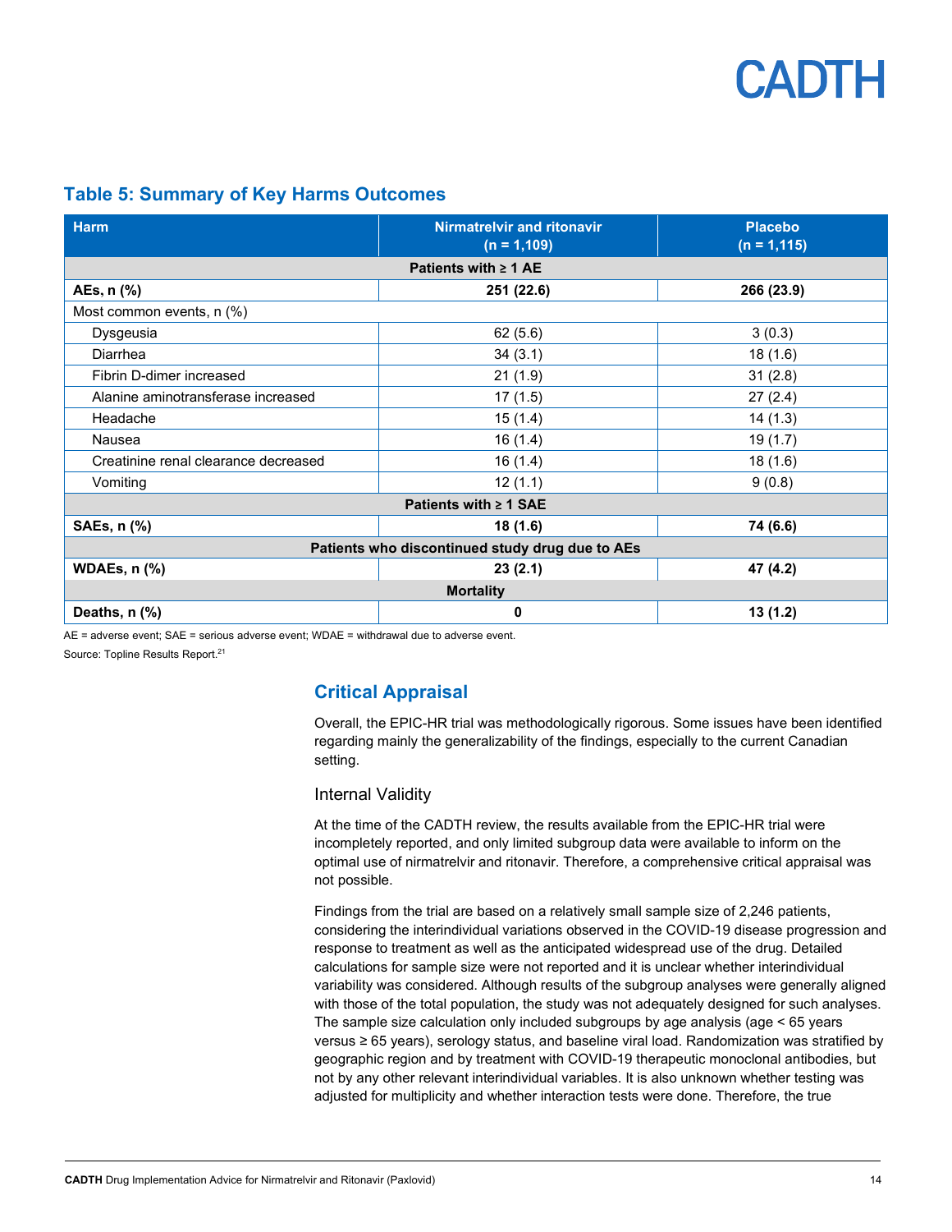## Table 5: Summary of Key Harms Outcomes

| Harm | Nirmatrelvir and ritonavir (n = 1,109) | Placebo (n = 1,115) |
|---|---|---|
| **Patients with ≥ 1 AE** | | |
| **AEs, n (%)** | **251 (22.6)** | **266 (23.9)** |
| Most common events, n (%) | | |
| Dysgeusia | 62 (5.6) | 3 (0.3) |
| Diarrhea | 34 (3.1) | 18 (1.6) |
| Fibrin D-dimer increased | 21 (1.9) | 31 (2.8) |
| Alanine aminotransferase increased | 17 (1.5) | 27 (2.4) |
| Headache | 15 (1.4) | 14 (1.3) |
| Nausea | 16 (1.4) | 19 (1.7) |
| Creatinine renal clearance decreased | 16 (1.4) | 18 (1.6) |
| Vomiting | 12 (1.1) | 9 (0.8) |
| **Patients with ≥ 1 SAE** | | |
| **SAEs, n (%)** | **18 (1.6)** | **74 (6.6)** |
| **Patients who discontinued study drug due to AEs** | | |
| **WDAEs, n (%)** | **23 (2.1)** | **47 (4.2)** |
| **Mortality** | | |
| **Deaths, n (%)** | **0** | **13 (1.2)** |

AE = adverse event; SAE = serious adverse event; WDAE = withdrawal due to adverse event.

Source: Topline Results Report.[21]

## Critical Appraisal

Overall, the EPIC-HR trial was methodologically rigorous. Some issues have been identified regarding mainly the generalizability of the findings, especially to the current Canadian setting.

### Internal Validity

At the time of the CADTH review, the results available from the EPIC-HR trial were incompletely reported, and only limited subgroup data were available to inform on the optimal use of nirmatrelvir and ritonavir. Therefore, a comprehensive critical appraisal was not possible.

Findings from the trial are based on a relatively small sample size of 2,246 patients, considering the interindividual variations observed in the COVID-19 disease progression and response to treatment as well as the anticipated widespread use of the drug. Detailed calculations for sample size were not reported and it is unclear whether interindividual variability was considered. Although results of the subgroup analyses were generally aligned with those of the total population, the study was not adequately designed for such analyses. The sample size calculation only included subgroups by age analysis (age < 65 years versus ≥ 65 years), serology status, and baseline viral load. Randomization was stratified by geographic region and by treatment with COVID-19 therapeutic monoclonal antibodies, but not by any other relevant interindividual variables. It is also unknown whether testing was adjusted for multiplicity and whether interaction tests were done. Therefore, the true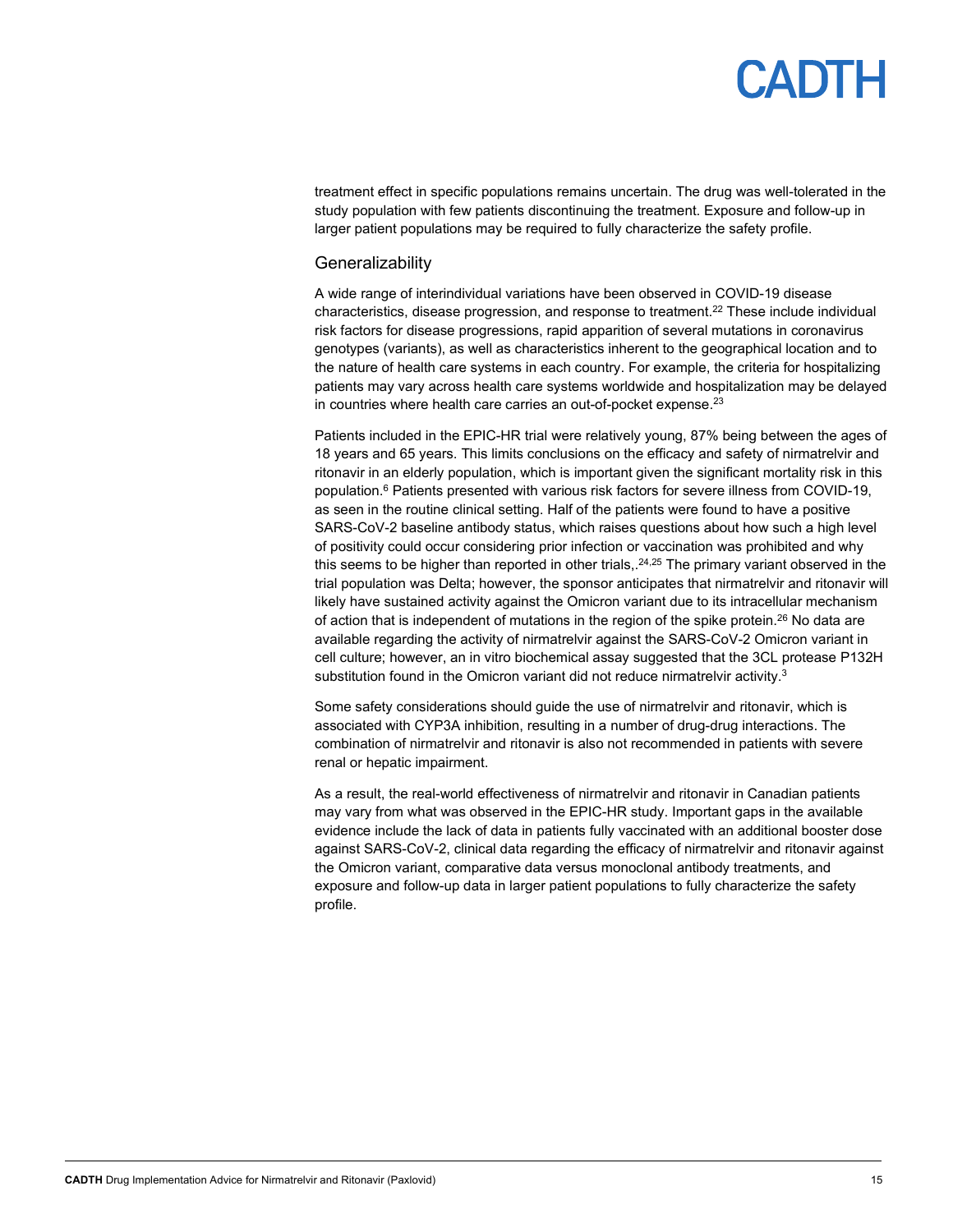treatment effect in specific populations remains uncertain. The drug was well-tolerated in the study population with few patients discontinuing the treatment. Exposure and follow-up in larger patient populations may be required to fully characterize the safety profile.

## Generalizability

A wide range of interindividual variations have been observed in COVID-19 disease characteristics, disease progression, and response to treatment.[22] These include individual risk factors for disease progressions, rapid apparition of several mutations in coronavirus genotypes (variants), as well as characteristics inherent to the geographical location and to the nature of health care systems in each country. For example, the criteria for hospitalizing patients may vary across health care systems worldwide and hospitalization may be delayed in countries where health care carries an out-of-pocket expense.[23]

Patients included in the EPIC-HR trial were relatively young, 87% being between the ages of 18 years and 65 years. This limits conclusions on the efficacy and safety of nirmatrelvir and ritonavir in an elderly population, which is important given the significant mortality risk in this population.[6] Patients presented with various risk factors for severe illness from COVID-19, as seen in the routine clinical setting. Half of the patients were found to have a positive SARS-CoV-2 baseline antibody status, which raises questions about how such a high level of positivity could occur considering prior infection or vaccination was prohibited and why this seems to be higher than reported in other trials,.[24,25] The primary variant observed in the trial population was Delta; however, the sponsor anticipates that nirmatrelvir and ritonavir will likely have sustained activity against the Omicron variant due to its intracellular mechanism of action that is independent of mutations in the region of the spike protein.[26] No data are available regarding the activity of nirmatrelvir against the SARS-CoV-2 Omicron variant in cell culture; however, an in vitro biochemical assay suggested that the 3CL protease P132H substitution found in the Omicron variant did not reduce nirmatrelvir activity.[3]

Some safety considerations should guide the use of nirmatrelvir and ritonavir, which is associated with CYP3A inhibition, resulting in a number of drug-drug interactions. The combination of nirmatrelvir and ritonavir is also not recommended in patients with severe renal or hepatic impairment.

As a result, the real-world effectiveness of nirmatrelvir and ritonavir in Canadian patients may vary from what was observed in the EPIC-HR study. Important gaps in the available evidence include the lack of data in patients fully vaccinated with an additional booster dose against SARS-CoV-2, clinical data regarding the efficacy of nirmatrelvir and ritonavir against the Omicron variant, comparative data versus monoclonal antibody treatments, and exposure and follow-up data in larger patient populations to fully characterize the safety profile.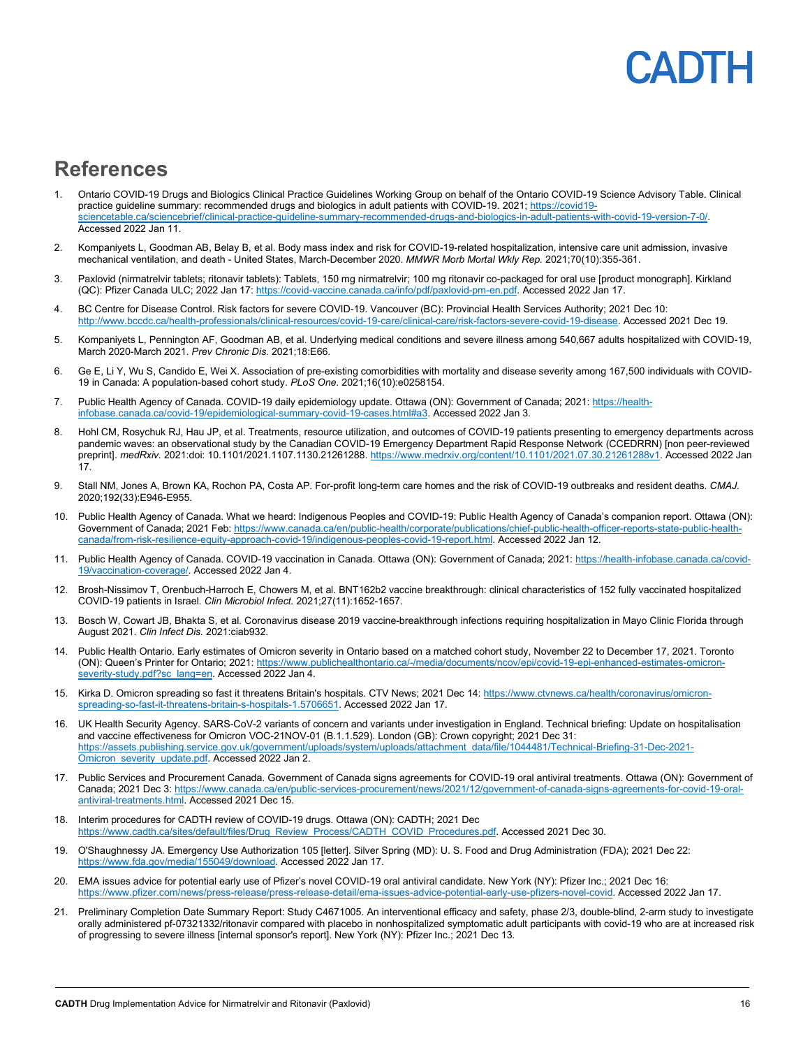## References

1. Ontario COVID-19 Drugs and Biologics Clinical Practice Guidelines Working Group on behalf of the Ontario COVID-19 Science Advisory Table. Clinical practice guideline summary: recommended drugs and biologics in adult patients with COVID-19. 2021; https://covid19-sciencetable.ca/sciencebrief/clinical-practice-guideline-summary-recommended-drugs-and-biologics-in-adult-patients-with-covid-19-version-7-0/. Accessed 2022 Jan 11.

2. Kompaniyets L, Goodman AB, Belay B, et al. Body mass index and risk for COVID-19-related hospitalization, intensive care unit admission, invasive mechanical ventilation, and death - United States, March-December 2020. *MMWR Morb Mortal Wkly Rep.* 2021;70(10):355-361.

3. Paxlovid (nirmatrelvir tablets; ritonavir tablets): Tablets, 150 mg nirmatrelvir; 100 mg ritonavir co-packaged for oral use [product monograph]. Kirkland (QC): Pfizer Canada ULC; 2022 Jan 17: https://covid-vaccine.canada.ca/info/pdf/paxlovid-pm-en.pdf. Accessed 2022 Jan 17.

4. BC Centre for Disease Control. Risk factors for severe COVID-19. Vancouver (BC): Provincial Health Services Authority; 2021 Dec 10: http://www.bccdc.ca/health-professionals/clinical-resources/covid-19-care/clinical-care/risk-factors-severe-covid-19-disease. Accessed 2021 Dec 19.

5. Kompaniyets L, Pennington AF, Goodman AB, et al. Underlying medical conditions and severe illness among 540,667 adults hospitalized with COVID-19, March 2020-March 2021. *Prev Chronic Dis.* 2021;18:E66.

6. Ge E, Li Y, Wu S, Candido E, Wei X. Association of pre-existing comorbidities with mortality and disease severity among 167,500 individuals with COVID-19 in Canada: A population-based cohort study. *PLoS One.* 2021;16(10):e0258154.

7. Public Health Agency of Canada. COVID-19 daily epidemiology update. Ottawa (ON): Government of Canada; 2021: https://health-infobase.canada.ca/covid-19/epidemiological-summary-covid-19-cases.html#a3. Accessed 2022 Jan 3.

8. Hohl CM, Rosychuk RJ, Hau JP, et al. Treatments, resource utilization, and outcomes of COVID-19 patients presenting to emergency departments across pandemic waves: an observational study by the Canadian COVID-19 Emergency Department Rapid Response Network (CCEDRRN) [non peer-reviewed preprint]. *medRxiv.* 2021:doi: 10.1101/2021.1107.1130.21261288. https://www.medrxiv.org/content/10.1101/2021.07.30.21261288v1. Accessed 2022 Jan 17.

9. Stall NM, Jones A, Brown KA, Rochon PA, Costa AP. For-profit long-term care homes and the risk of COVID-19 outbreaks and resident deaths. *CMAJ.* 2020;192(33):E946-E955.

10. Public Health Agency of Canada. What we heard: Indigenous Peoples and COVID-19: Public Health Agency of Canada's companion report. Ottawa (ON): Government of Canada; 2021 Feb: https://www.canada.ca/en/public-health/corporate/publications/chief-public-health-officer-reports-state-public-health-canada/from-risk-resilience-equity-approach-covid-19/indigenous-peoples-covid-19-report.html. Accessed 2022 Jan 12.

11. Public Health Agency of Canada. COVID-19 vaccination in Canada. Ottawa (ON): Government of Canada; 2021: https://health-infobase.canada.ca/covid-19/vaccination-coverage/. Accessed 2022 Jan 4.

12. Brosh-Nissimov T, Orenbuch-Harroch E, Chowers M, et al. BNT162b2 vaccine breakthrough: clinical characteristics of 152 fully vaccinated hospitalized COVID-19 patients in Israel. *Clin Microbiol Infect.* 2021;27(11):1652-1657.

13. Bosch W, Cowart JB, Bhakta S, et al. Coronavirus disease 2019 vaccine-breakthrough infections requiring hospitalization in Mayo Clinic Florida through August 2021. *Clin Infect Dis.* 2021:ciab932.

14. Public Health Ontario. Early estimates of Omicron severity in Ontario based on a matched cohort study, November 22 to December 17, 2021. Toronto (ON): Queen's Printer for Ontario; 2021: https://www.publichealthontario.ca/-/media/documents/ncov/epi/covid-19-epi-enhanced-estimates-omicron-severity-study.pdf?sc_lang=en. Accessed 2022 Jan 4.

15. Kirka D. Omicron spreading so fast it threatens Britain's hospitals. CTV News; 2021 Dec 14: https://www.ctvnews.ca/health/coronavirus/omicron-spreading-so-fast-it-threatens-britain-s-hospitals-1.5706651. Accessed 2022 Jan 17.

16. UK Health Security Agency. SARS-CoV-2 variants of concern and variants under investigation in England. Technical briefing: Update on hospitalisation and vaccine effectiveness for Omicron VOC-21NOV-01 (B.1.1.529). London (GB): Crown copyright; 2021 Dec 31: https://assets.publishing.service.gov.uk/government/uploads/system/uploads/attachment_data/file/1044481/Technical-Briefing-31-Dec-2021-Omicron_severity_update.pdf. Accessed 2022 Jan 2.

17. Public Services and Procurement Canada. Government of Canada signs agreements for COVID-19 oral antiviral treatments. Ottawa (ON): Government of Canada; 2021 Dec 3: https://www.canada.ca/en/public-services-procurement/news/2021/12/government-of-canada-signs-agreements-for-covid-19-oral-antiviral-treatments.html. Accessed 2021 Dec 15.

18. Interim procedures for CADTH review of COVID-19 drugs. Ottawa (ON): CADTH; 2021 Dec https://www.cadth.ca/sites/default/files/Drug_Review_Process/CADTH_COVID_Procedures.pdf. Accessed 2021 Dec 30.

19. O'Shaughnessy JA. Emergency Use Authorization 105 [letter]. Silver Spring (MD): U. S. Food and Drug Administration (FDA); 2021 Dec 22: https://www.fda.gov/media/155049/download. Accessed 2022 Jan 17.

20. EMA issues advice for potential early use of Pfizer's novel COVID-19 oral antiviral candidate. New York (NY): Pfizer Inc.; 2021 Dec 16: https://www.pfizer.com/news/press-release/press-release-detail/ema-issues-advice-potential-early-use-pfizers-novel-covid. Accessed 2022 Jan 17.

21. Preliminary Completion Date Summary Report: Study C4671005. An interventional efficacy and safety, phase 2/3, double-blind, 2-arm study to investigate orally administered pf-07321332/ritonavir compared with placebo in nonhospitalized symptomatic adult participants with covid-19 who are at increased risk of progressing to severe illness [internal sponsor's report]. New York (NY): Pfizer Inc.; 2021 Dec 13.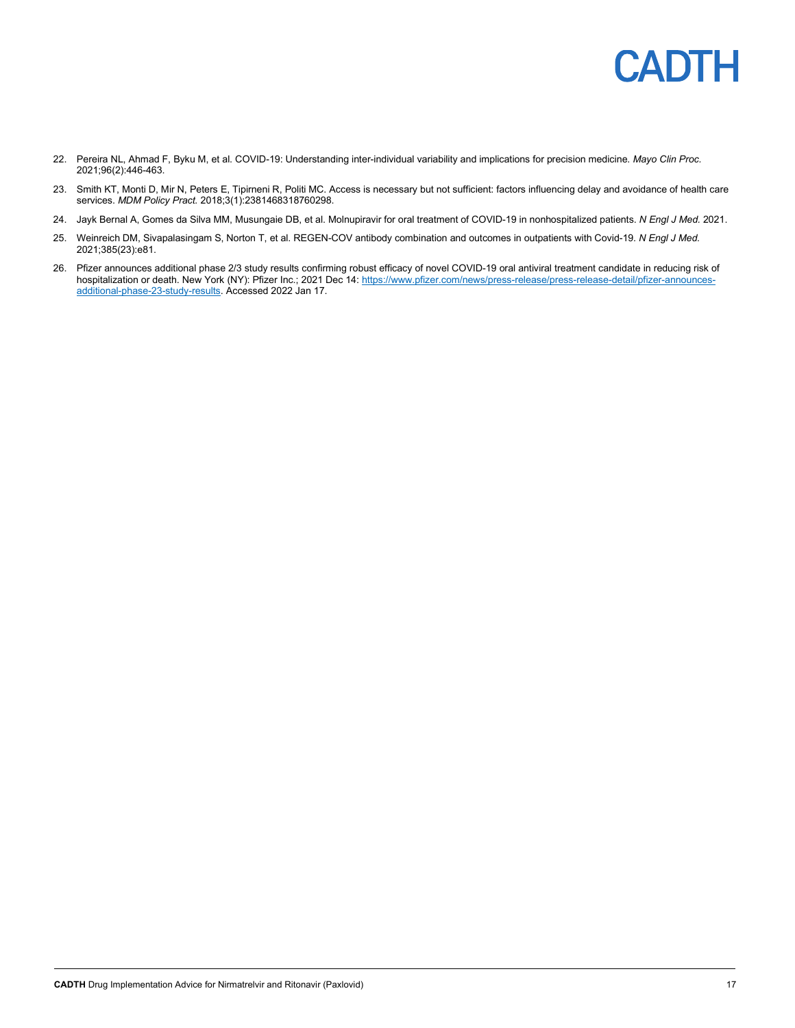22. Pereira NL, Ahmad F, Byku M, et al. COVID-19: Understanding inter-individual variability and implications for precision medicine. *Mayo Clin Proc.* 2021;96(2):446-463.

23. Smith KT, Monti D, Mir N, Peters E, Tipirneni R, Politi MC. Access is necessary but not sufficient: factors influencing delay and avoidance of health care services. *MDM Policy Pract.* 2018;3(1):2381468318760298.

24. Jayk Bernal A, Gomes da Silva MM, Musungaie DB, et al. Molnupiravir for oral treatment of COVID-19 in nonhospitalized patients. *N Engl J Med.* 2021.

25. Weinreich DM, Sivapalasingam S, Norton T, et al. REGEN-COV antibody combination and outcomes in outpatients with Covid-19. *N Engl J Med.* 2021;385(23):e81.

26. Pfizer announces additional phase 2/3 study results confirming robust efficacy of novel COVID-19 oral antiviral treatment candidate in reducing risk of hospitalization or death. New York (NY): Pfizer Inc.; 2021 Dec 14: https://www.pfizer.com/news/press-release/press-release-detail/pfizer-announces-additional-phase-23-study-results. Accessed 2022 Jan 17.